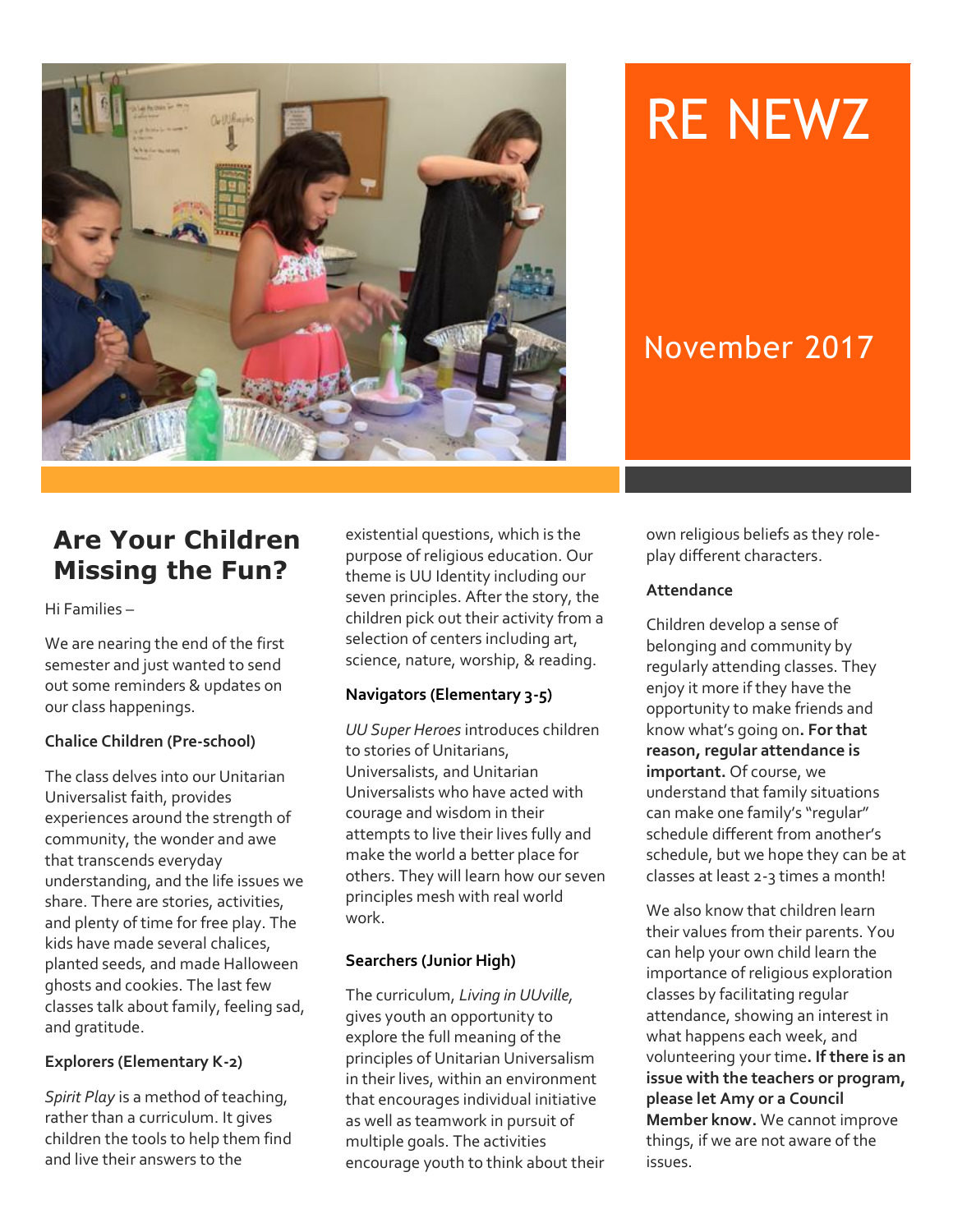# RE NEWZ

## November 2017

## Are Your Children Missing the Fun?

Hi Families –

We are nearing the end of the first semester and just wanted to send out some reminders & updates on our class happenings.

**Chalice Children (Pre-school)**

The class delves into our Unitarian Universalist faith, provides experiences around the strength of community, the wonder and awe that transcends everyday understanding, and the life issues we share. There are stories, activities, and plenty of time for free play. The kids have made several chalices, planted seeds, and made Halloween ghosts and cookies. The last few classes talk about family, feeling sad, and gratitude.

**Explorers (Elementary K-2)**

*Spirit Play* is a method of teaching, rather than a curriculum. It gives children the tools to help them find and live their answers to the existential questions, which is the purpose of religious education. Our theme is UU Identity including our seven principles. After the story, the children pick out their activity from a selection of centers including art, science, nature, worship, & reading.

**Navigators (Elementary 3-5)**

*UU Super Heroes* introduces children to stories of Unitarians, Universalists, and Unitarian Universalists who have acted with courage and wisdom in their attempts to live their lives fully and make the world a better place for others. They will learn how our seven principles mesh with real world work.

**Searchers (Junior High)**

The curriculum, *Living in UUville*, gives youth an opportunity to explore the full meaning of the principles of Unitarian Universalism in their lives, within an environment that encourages individual initiative as well as teamwork in pursuit of multiple goals. The activities encourage youth to think about their own religious beliefs as they role-play different characters.

**Attendance**

Children develop a sense of belonging and community by regularly attending classes. They enjoy it more if they have the opportunity to make friends and know what's going on. **For that reason, regular attendance is important.** Of course, we understand that family situations can make one family's "regular" schedule different from another's schedule, but we hope they can be at classes at least 2-3 times a month!

We also know that children learn their values from their parents. You can help your own child learn the importance of religious exploration classes by facilitating regular attendance, showing an interest in what happens each week, and volunteering your time**. If there is an issue with the teachers or program, please let Amy or a Council Member know.** We cannot improve things, if we are not aware of the issues.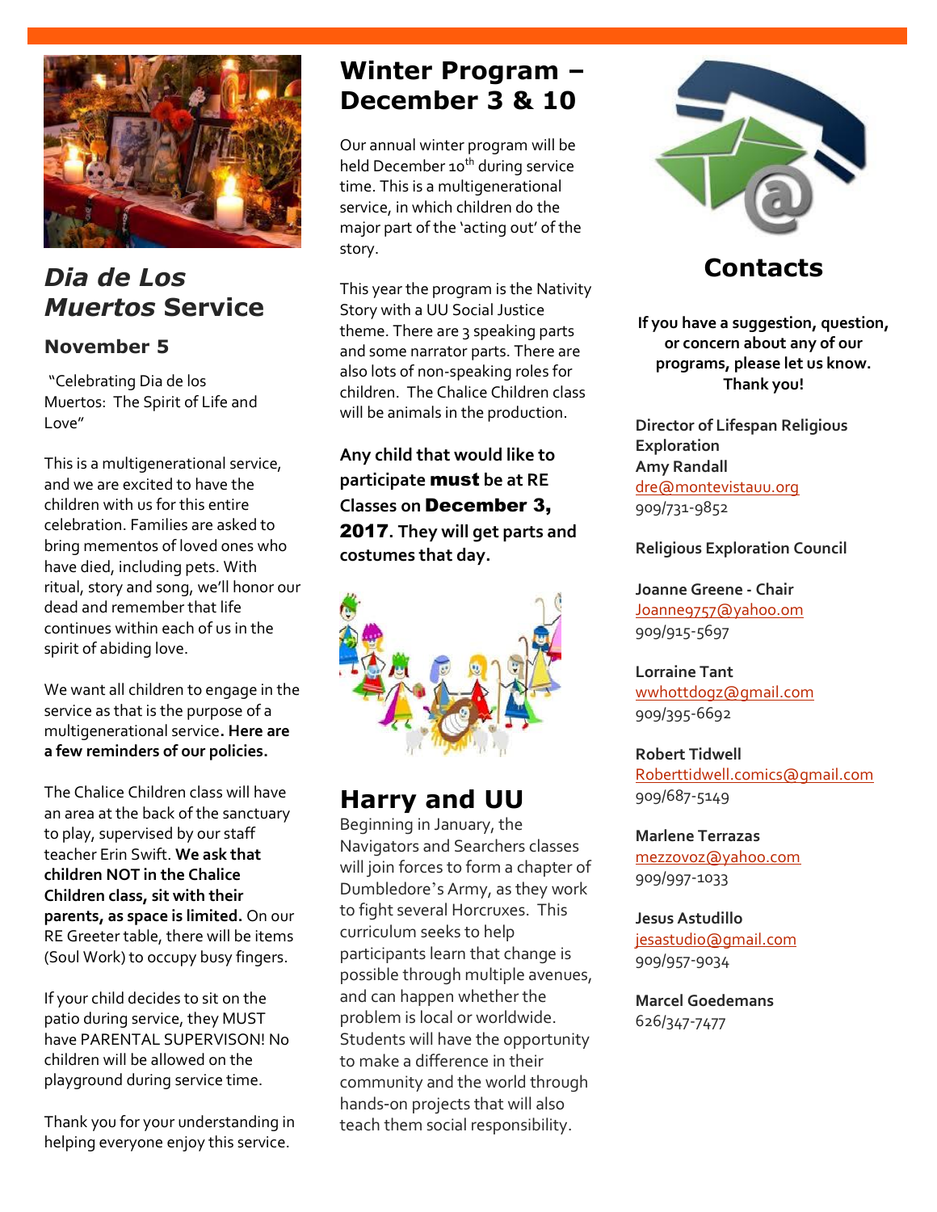## *Dia de Los Muertos* Service

### November 5

"Celebrating Dia de los Muertos: The Spirit of Life and Love"

This is a multigenerational service, and we are excited to have the children with us for this entire celebration. Families are asked to bring mementos of loved ones who have died, including pets. With ritual, story and song, we'll honor our dead and remember that life continues within each of us in the spirit of abiding love.

We want all children to engage in the service as that is the purpose of a multigenerational service**. Here are a few reminders of our policies.**

The Chalice Children class will have an area at the back of the sanctuary to play, supervised by our staff teacher Erin Swift. **We ask that children NOT in the Chalice Children class, sit with their parents, as space is limited.** On our RE Greeter table, there will be items (Soul Work) to occupy busy fingers.

If your child decides to sit on the patio during service, they MUST have PARENTAL SUPERVISON! No children will be allowed on the playground during service time.

Thank you for your understanding in helping everyone enjoy this service.

## Winter Program – December 3 & 10

Our annual winter program will be held December 10th during service time. This is a multigenerational service, in which children do the major part of the 'acting out' of the story.

This year the program is the Nativity Story with a UU Social Justice theme. There are 3 speaking parts and some narrator parts. There are also lots of non-speaking roles for children. The Chalice Children class will be animals in the production.

**Any child that would like to participate must be at RE Classes on December 3, 2017. They will get parts and costumes that day.**

## Harry and UU

Beginning in January, the Navigators and Searchers classes will join forces to form a chapter of Dumbledore's Army, as they work to fight several Horcruxes. This curriculum seeks to help participants learn that change is possible through multiple avenues, and can happen whether the problem is local or worldwide. Students will have the opportunity to make a difference in their community and the world through hands-on projects that will also teach them social responsibility.

## Contacts

**If you have a suggestion, question, or concern about any of our programs, please let us know. Thank you!**

**Director of Lifespan Religious Exploration**
**Amy Randall**
dre@montevistauu.org
909/731-9852

**Religious Exploration Council**

**Joanne Greene - Chair**
Joanne9757@yahoo.om
909/915-5697

**Lorraine Tant**
wwhottdogz@gmail.com
909/395-6692

**Robert Tidwell**
Roberttidwell.comics@gmail.com
909/687-5149

**Marlene Terrazas**
mezzovoz@yahoo.com
909/997-1033

**Jesus Astudillo**
jesastudio@gmail.com
909/957-9034

**Marcel Goedemans**
626/347-7477